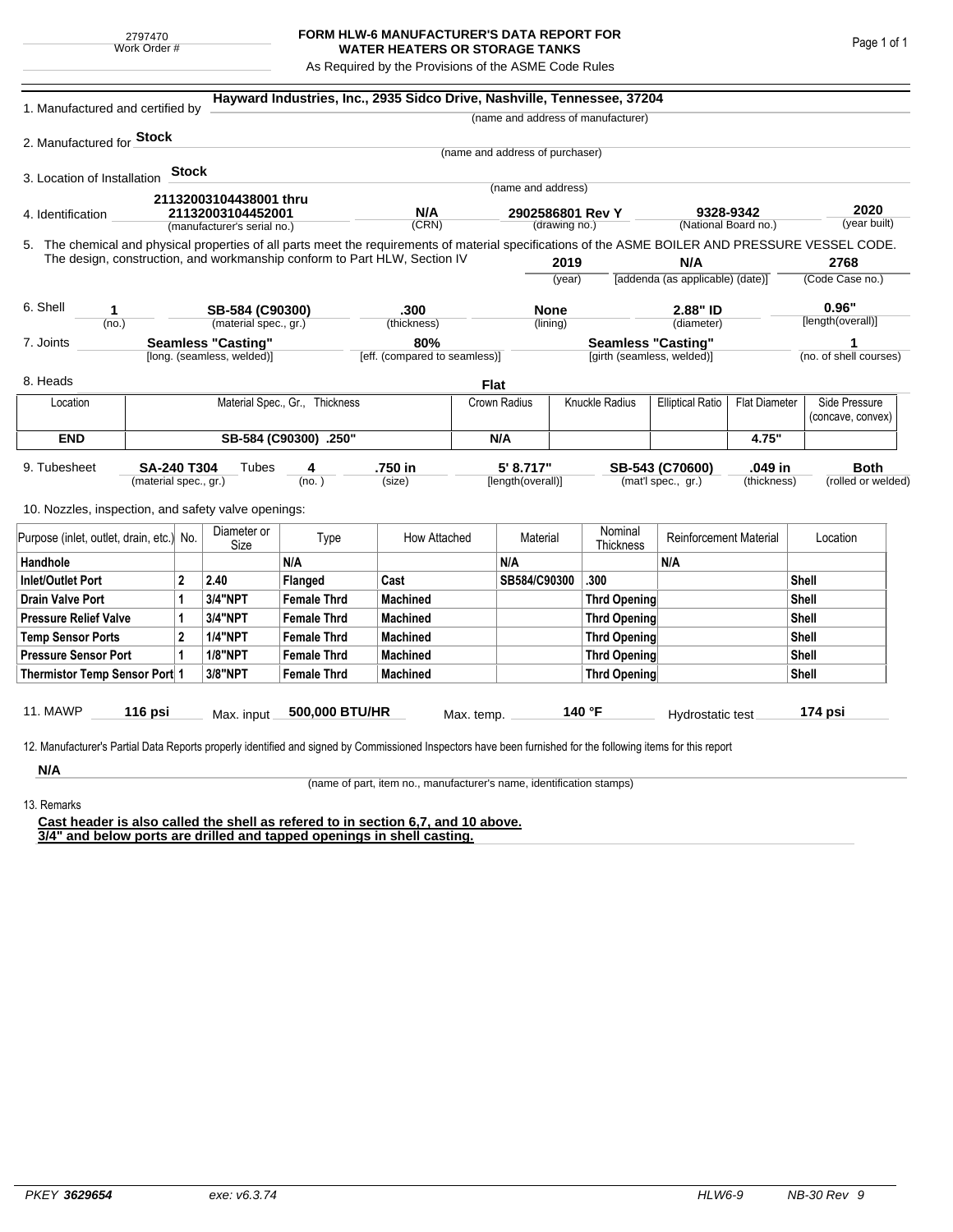2797470
Work Order #

# FORM HLW-6 MANUFACTURER'S DATA REPORT FOR WATER HEATERS OR STORAGE TANKS

As Required by the Provisions of the ASME Code Rules

1. Manufactured and certified by **Hayward Industries, Inc., 2935 Sidco Drive, Nashville, Tennessee, 37204**
(name and address of manufacturer)

2. Manufactured for **Stock**
(name and address of purchaser)

3. Location of Installation **Stock**
(name and address)

4. Identification **21132003104438001 thru 21132003104452001** (manufacturer's serial no.) **N/A** (CRN) **2902586801 Rev Y** (drawing no.) **9328-9342** (National Board no.) **2020** (year built)

5. The chemical and physical properties of all parts meet the requirements of material specifications of the ASME BOILER AND PRESSURE VESSEL CODE. The design, construction, and workmanship conform to Part HLW, Section IV **2019** (year) **N/A** [addenda (as applicable) (date)] **2768** (Code Case no.)

6. Shell **1** (no.) **SB-584 (C90300)** (material spec., gr.) **.300** (thickness) **None** (lining) **2.88" ID** (diameter) **0.96"** [length(overall)]

7. Joints **Seamless "Casting"** [long. (seamless, welded)] **80%** [eff. (compared to seamless)] **Seamless "Casting"** [girth (seamless, welded)] **1** (no. of shell courses)

8. Heads **Flat**

| Location | Material Spec., Gr., Thickness | Crown Radius | Knuckle Radius | Elliptical Ratio | Flat Diameter | Side Pressure (concave, convex) |
|---|---|---|---|---|---|---|
| **END** | **SB-584 (C90300) .250"** | **N/A** | | | **4.75"** | |

9. Tubesheet **SA-240 T304** (material spec., gr.) Tubes **4** (no.) **.750 in** (size) **5' 8.717"** [length(overall)] **SB-543 (C70600)** (mat'l spec., gr.) **.049 in** (thickness) **Both** (rolled or welded)

10. Nozzles, inspection, and safety valve openings:

| Purpose (inlet, outlet, drain, etc.) | No. | Diameter or Size | Type | How Attached | Material | Nominal Thickness | Reinforcement Material | Location |
|---|---|---|---|---|---|---|---|---|
| **Handhole** | | | **N/A** | | **N/A** | | **N/A** | |
| **Inlet/Outlet Port** | **2** | **2.40** | **Flanged** | **Cast** | **SB584/C90300** | **.300** | | **Shell** |
| **Drain Valve Port** | **1** | **3/4"NPT** | **Female Thrd** | **Machined** | | **Thrd Opening** | | **Shell** |
| **Pressure Relief Valve** | **1** | **3/4"NPT** | **Female Thrd** | **Machined** | | **Thrd Opening** | | **Shell** |
| **Temp Sensor Ports** | **2** | **1/4"NPT** | **Female Thrd** | **Machined** | | **Thrd Opening** | | **Shell** |
| **Pressure Sensor Port** | **1** | **1/8"NPT** | **Female Thrd** | **Machined** | | **Thrd Opening** | | **Shell** |
| **Thermistor Temp Sensor Port** | **1** | **3/8"NPT** | **Female Thrd** | **Machined** | | **Thrd Opening** | | **Shell** |

11. MAWP **116 psi** Max. input **500,000 BTU/HR** Max. temp. **140 °F** Hydrostatic test **174 psi**

12. Manufacturer's Partial Data Reports properly identified and signed by Commissioned Inspectors have been furnished for the following items for this report

**N/A**
(name of part, item no., manufacturer's name, identification stamps)

13. Remarks

**Cast header is also called the shell as refered to in section 6,7, and 10 above.**
**3/4" and below ports are drilled and tapped openings in shell casting.**

PKEY **3629654** exe: v6.3.74 HLW6-9 NB-30 Rev 9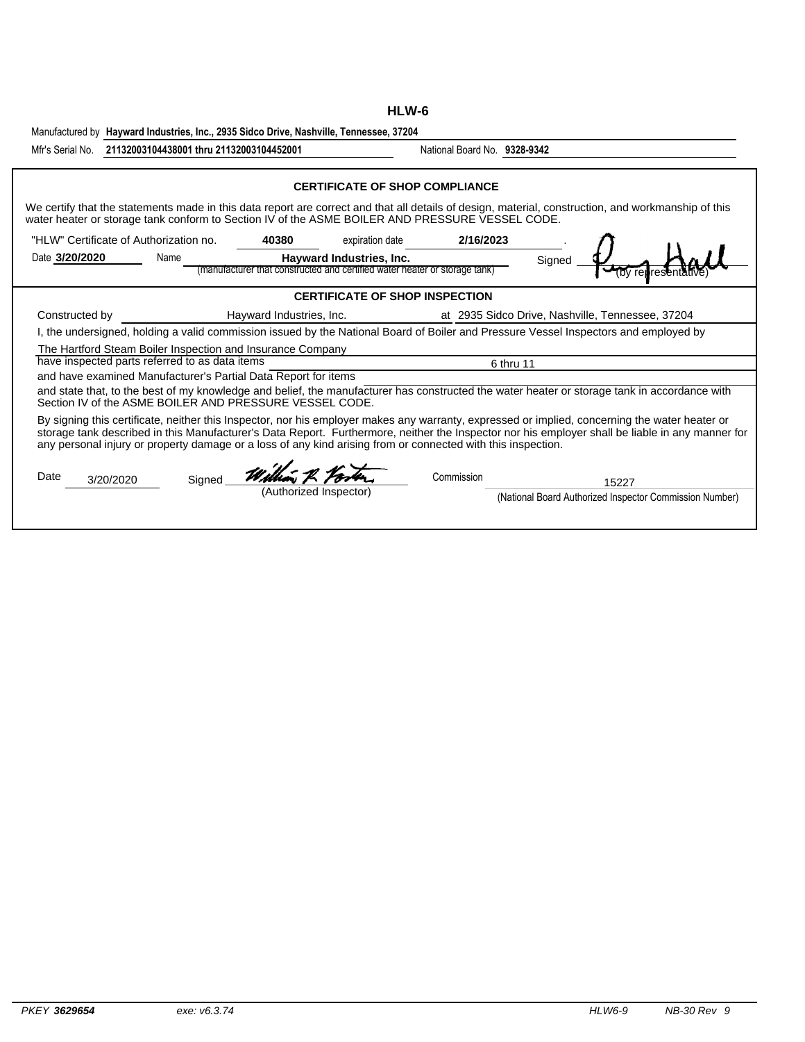# HLW-6

Manufactured by **Hayward Industries, Inc., 2935 Sidco Drive, Nashville, Tennessee, 37204**

Mfr's Serial No. **21132003104438001 thru 21132003104452001** National Board No. **9328-9342**

## CERTIFICATE OF SHOP COMPLIANCE

We certify that the statements made in this data report are correct and that all details of design, material, construction, and workmanship of this water heater or storage tank conform to Section IV of the ASME BOILER AND PRESSURE VESSEL CODE.

"HLW" Certificate of Authorization no. **40380** expiration date **2/16/2023**.

Date **3/20/2020** Name **Hayward Industries, Inc.** (manufacturer that constructed and certified water heater or storage tank) Signed (by representative)

## CERTIFICATE OF SHOP INSPECTION

Constructed by Hayward Industries, Inc. at 2935 Sidco Drive, Nashville, Tennessee, 37204

I, the undersigned, holding a valid commission issued by the National Board of Boiler and Pressure Vessel Inspectors and employed by The Hartford Steam Boiler Inspection and Insurance Company

have inspected parts referred to as data items 6 thru 11

and have examined Manufacturer's Partial Data Report for items

and state that, to the best of my knowledge and belief, the manufacturer has constructed the water heater or storage tank in accordance with Section IV of the ASME BOILER AND PRESSURE VESSEL CODE.

By signing this certificate, neither this Inspector, nor his employer makes any warranty, expressed or implied, concerning the water heater or storage tank described in this Manufacturer's Data Report. Furthermore, neither the Inspector nor his employer shall be liable in any manner for any personal injury or property damage or a loss of any kind arising from or connected with this inspection.

Date 3/20/2020 Signed (Authorized Inspector) Commission 15227 (National Board Authorized Inspector Commission Number)

PKEY 3629654 exe: v6.3.74 HLW6-9 NB-30 Rev 9